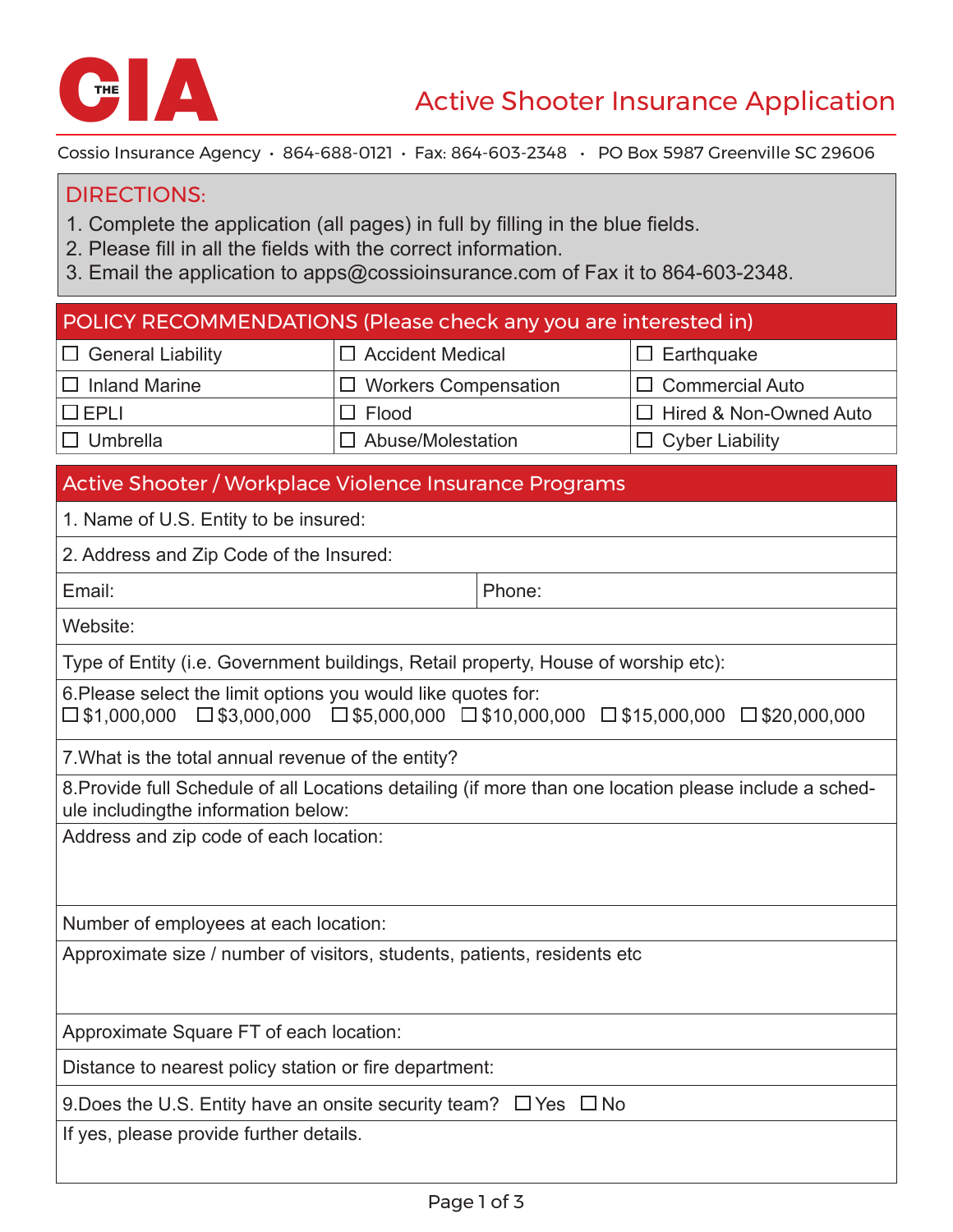# THE CIA

## Active Shooter Insurance Application

Cossio Insurance Agency • 864-688-0121 • Fax: 864-603-2348 • PO Box 5987 Greenville SC 29606

## DIRECTIONS:

1. Complete the application (all pages) in full by filling in the blue fields.
2. Please fill in all the fields with the correct information.
3. Email the application to apps@cossioinsurance.com of Fax it to 864-603-2348.

## POLICY RECOMMENDATIONS (Please check any you are interested in)

| | | |
|---|---|---|
| ☐ General Liability | ☐ Accident Medical | ☐ Earthquake |
| ☐ Inland Marine | ☐ Workers Compensation | ☐ Commercial Auto |
| ☐ EPLI | ☐ Flood | ☐ Hired & Non-Owned Auto |
| ☐ Umbrella | ☐ Abuse/Molestation | ☐ Cyber Liability |

## Active Shooter / Workplace Violence Insurance Programs

1. Name of U.S. Entity to be insured:

2. Address and Zip Code of the Insured:

Email: | Phone:

Website:

Type of Entity (i.e. Government buildings, Retail property, House of worship etc):

6.Please select the limit options you would like quotes for:
☐ $1,000,000 ☐ $3,000,000 ☐ $5,000,000 ☐ $10,000,000 ☐ $15,000,000 ☐ $20,000,000

7.What is the total annual revenue of the entity?

8.Provide full Schedule of all Locations detailing (if more than one location please include a schedule includingthe information below:

Address and zip code of each location:

Number of employees at each location:

Approximate size / number of visitors, students, patients, residents etc

Approximate Square FT of each location:

Distance to nearest policy station or fire department:

9.Does the U.S. Entity have an onsite security team? ☐ Yes ☐ No

If yes, please provide further details.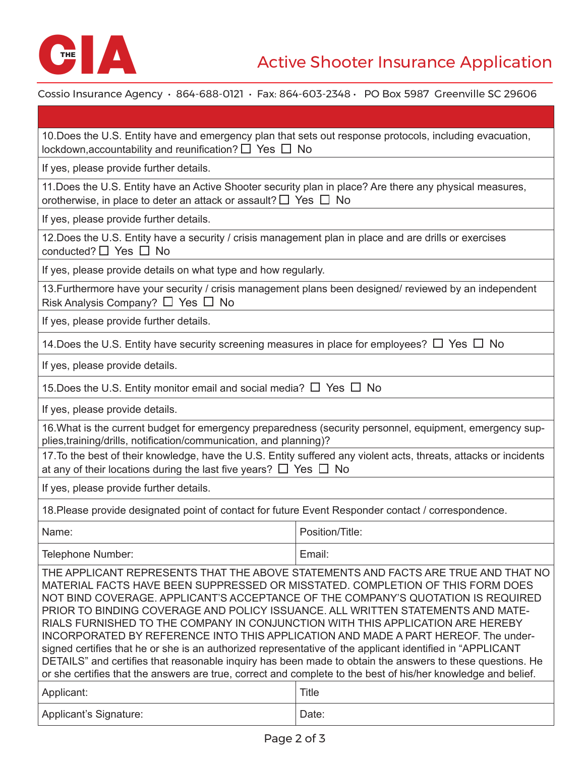# THE CIA

## Active Shooter Insurance Application

Cossio Insurance Agency • 864-688-0121 • Fax: 864-603-2348 • PO Box 5987 Greenville SC 29606

| | |
|---|---|
| 10.Does the U.S. Entity have and emergency plan that sets out response protocols, including evacuation, lockdown,accountability and reunification? ☐ Yes ☐ No | |
| If yes, please provide further details. | |
| 11.Does the U.S. Entity have an Active Shooter security plan in place? Are there any physical measures, orotherwise, in place to deter an attack or assault? ☐ Yes ☐ No | |
| If yes, please provide further details. | |
| 12.Does the U.S. Entity have a security / crisis management plan in place and are drills or exercises conducted? ☐ Yes ☐ No | |
| If yes, please provide details on what type and how regularly. | |
| 13.Furthermore have your security / crisis management plans been designed/ reviewed by an independent Risk Analysis Company? ☐ Yes ☐ No | |
| If yes, please provide further details. | |
| 14.Does the U.S. Entity have security screening measures in place for employees? ☐ Yes ☐ No | |
| If yes, please provide details. | |
| 15.Does the U.S. Entity monitor email and social media? ☐ Yes ☐ No | |
| If yes, please provide details. | |
| 16.What is the current budget for emergency preparedness (security personnel, equipment, emergency supplies,training/drills, notification/communication, and planning)? | |
| 17.To the best of their knowledge, have the U.S. Entity suffered any violent acts, threats, attacks or incidents at any of their locations during the last five years? ☐ Yes ☐ No | |
| If yes, please provide further details. | |
| 18.Please provide designated point of contact for future Event Responder contact / correspondence. | |
| Name: | Position/Title: |
| Telephone Number: | Email: |

THE APPLICANT REPRESENTS THAT THE ABOVE STATEMENTS AND FACTS ARE TRUE AND THAT NO MATERIAL FACTS HAVE BEEN SUPPRESSED OR MISSTATED. COMPLETION OF THIS FORM DOES NOT BIND COVERAGE. APPLICANT'S ACCEPTANCE OF THE COMPANY'S QUOTATION IS REQUIRED PRIOR TO BINDING COVERAGE AND POLICY ISSUANCE. ALL WRITTEN STATEMENTS AND MATERIALS FURNISHED TO THE COMPANY IN CONJUNCTION WITH THIS APPLICATION ARE HEREBY INCORPORATED BY REFERENCE INTO THIS APPLICATION AND MADE A PART HEREOF. The undersigned certifies that he or she is an authorized representative of the applicant identified in "APPLICANT DETAILS" and certifies that reasonable inquiry has been made to obtain the answers to these questions. He or she certifies that the answers are true, correct and complete to the best of his/her knowledge and belief.

| | |
|---|---|
| Applicant: | Title |
| Applicant's Signature: | Date: |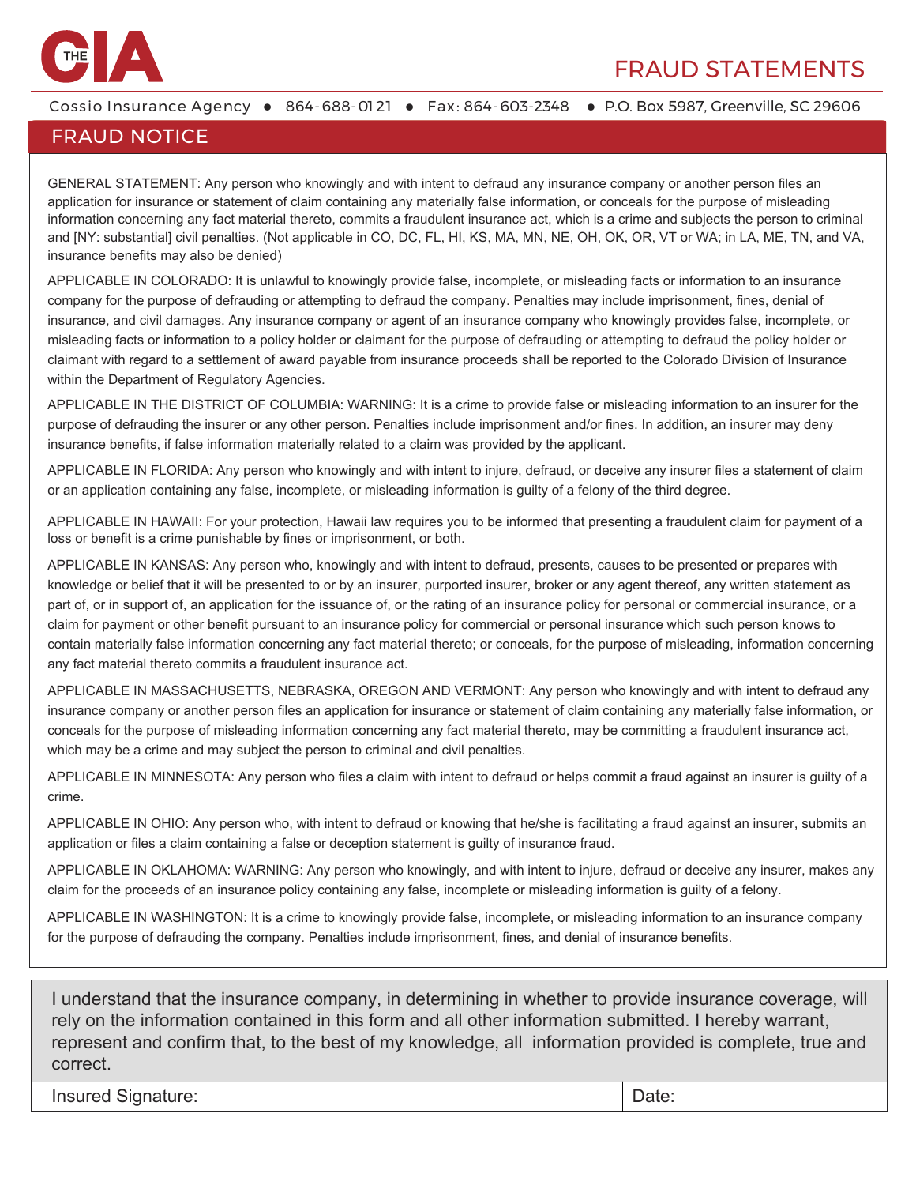THE CIA

# FRAUD STATEMENTS

Cossio Insurance Agency ● 864-688-0121 ● Fax: 864-603-2348 ● P.O. Box 5987, Greenville, SC 29606

## FRAUD NOTICE

GENERAL STATEMENT: Any person who knowingly and with intent to defraud any insurance company or another person files an application for insurance or statement of claim containing any materially false information, or conceals for the purpose of misleading information concerning any fact material thereto, commits a fraudulent insurance act, which is a crime and subjects the person to criminal and [NY: substantial] civil penalties. (Not applicable in CO, DC, FL, HI, KS, MA, MN, NE, OH, OK, OR, VT or WA; in LA, ME, TN, and VA, insurance benefits may also be denied)

APPLICABLE IN COLORADO: It is unlawful to knowingly provide false, incomplete, or misleading facts or information to an insurance company for the purpose of defrauding or attempting to defraud the company. Penalties may include imprisonment, fines, denial of insurance, and civil damages. Any insurance company or agent of an insurance company who knowingly provides false, incomplete, or misleading facts or information to a policy holder or claimant for the purpose of defrauding or attempting to defraud the policy holder or claimant with regard to a settlement of award payable from insurance proceeds shall be reported to the Colorado Division of Insurance within the Department of Regulatory Agencies.

APPLICABLE IN THE DISTRICT OF COLUMBIA: WARNING: It is a crime to provide false or misleading information to an insurer for the purpose of defrauding the insurer or any other person. Penalties include imprisonment and/or fines. In addition, an insurer may deny insurance benefits, if false information materially related to a claim was provided by the applicant.

APPLICABLE IN FLORIDA: Any person who knowingly and with intent to injure, defraud, or deceive any insurer files a statement of claim or an application containing any false, incomplete, or misleading information is guilty of a felony of the third degree.

APPLICABLE IN HAWAII: For your protection, Hawaii law requires you to be informed that presenting a fraudulent claim for payment of a loss or benefit is a crime punishable by fines or imprisonment, or both.

APPLICABLE IN KANSAS: Any person who, knowingly and with intent to defraud, presents, causes to be presented or prepares with knowledge or belief that it will be presented to or by an insurer, purported insurer, broker or any agent thereof, any written statement as part of, or in support of, an application for the issuance of, or the rating of an insurance policy for personal or commercial insurance, or a claim for payment or other benefit pursuant to an insurance policy for commercial or personal insurance which such person knows to contain materially false information concerning any fact material thereto; or conceals, for the purpose of misleading, information concerning any fact material thereto commits a fraudulent insurance act.

APPLICABLE IN MASSACHUSETTS, NEBRASKA, OREGON AND VERMONT: Any person who knowingly and with intent to defraud any insurance company or another person files an application for insurance or statement of claim containing any materially false information, or conceals for the purpose of misleading information concerning any fact material thereto, may be committing a fraudulent insurance act, which may be a crime and may subject the person to criminal and civil penalties.

APPLICABLE IN MINNESOTA: Any person who files a claim with intent to defraud or helps commit a fraud against an insurer is guilty of a crime.

APPLICABLE IN OHIO: Any person who, with intent to defraud or knowing that he/she is facilitating a fraud against an insurer, submits an application or files a claim containing a false or deception statement is guilty of insurance fraud.

APPLICABLE IN OKLAHOMA: WARNING: Any person who knowingly, and with intent to injure, defraud or deceive any insurer, makes any claim for the proceeds of an insurance policy containing any false, incomplete or misleading information is guilty of a felony.

APPLICABLE IN WASHINGTON: It is a crime to knowingly provide false, incomplete, or misleading information to an insurance company for the purpose of defrauding the company. Penalties include imprisonment, fines, and denial of insurance benefits.

I understand that the insurance company, in determining in whether to provide insurance coverage, will rely on the information contained in this form and all other information submitted. I hereby warrant, represent and confirm that, to the best of my knowledge, all information provided is complete, true and correct.

| Insured Signature: | Date: |
|---|---|